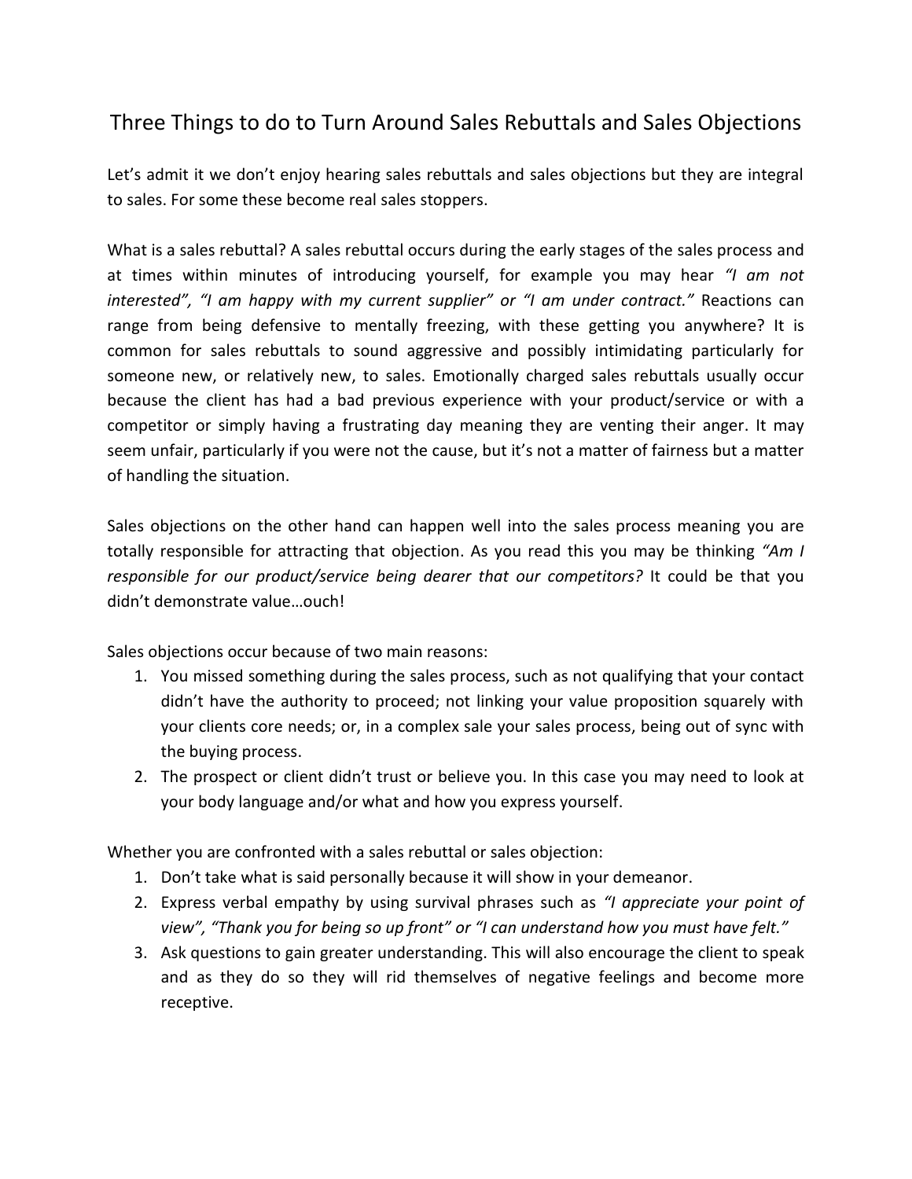# Three Things to do to Turn Around Sales Rebuttals and Sales Objections

Let's admit it we don't enjoy hearing sales rebuttals and sales objections but they are integral to sales. For some these become real sales stoppers.

What is a sales rebuttal? A sales rebuttal occurs during the early stages of the sales process and at times within minutes of introducing yourself, for example you may hear *"I am not interested", "I am happy with my current supplier" or "I am under contract."* Reactions can range from being defensive to mentally freezing, with these getting you anywhere? It is common for sales rebuttals to sound aggressive and possibly intimidating particularly for someone new, or relatively new, to sales. Emotionally charged sales rebuttals usually occur because the client has had a bad previous experience with your product/service or with a competitor or simply having a frustrating day meaning they are venting their anger. It may seem unfair, particularly if you were not the cause, but it's not a matter of fairness but a matter of handling the situation.

Sales objections on the other hand can happen well into the sales process meaning you are totally responsible for attracting that objection. As you read this you may be thinking *"Am I responsible for our product/service being dearer that our competitors?* It could be that you didn't demonstrate value…ouch!

Sales objections occur because of two main reasons:

1. You missed something during the sales process, such as not qualifying that your contact didn't have the authority to proceed; not linking your value proposition squarely with your clients core needs; or, in a complex sale your sales process, being out of sync with the buying process.
2. The prospect or client didn't trust or believe you. In this case you may need to look at your body language and/or what and how you express yourself.

Whether you are confronted with a sales rebuttal or sales objection:

1. Don't take what is said personally because it will show in your demeanor.
2. Express verbal empathy by using survival phrases such as *"I appreciate your point of view", "Thank you for being so up front" or "I can understand how you must have felt."*
3. Ask questions to gain greater understanding. This will also encourage the client to speak and as they do so they will rid themselves of negative feelings and become more receptive.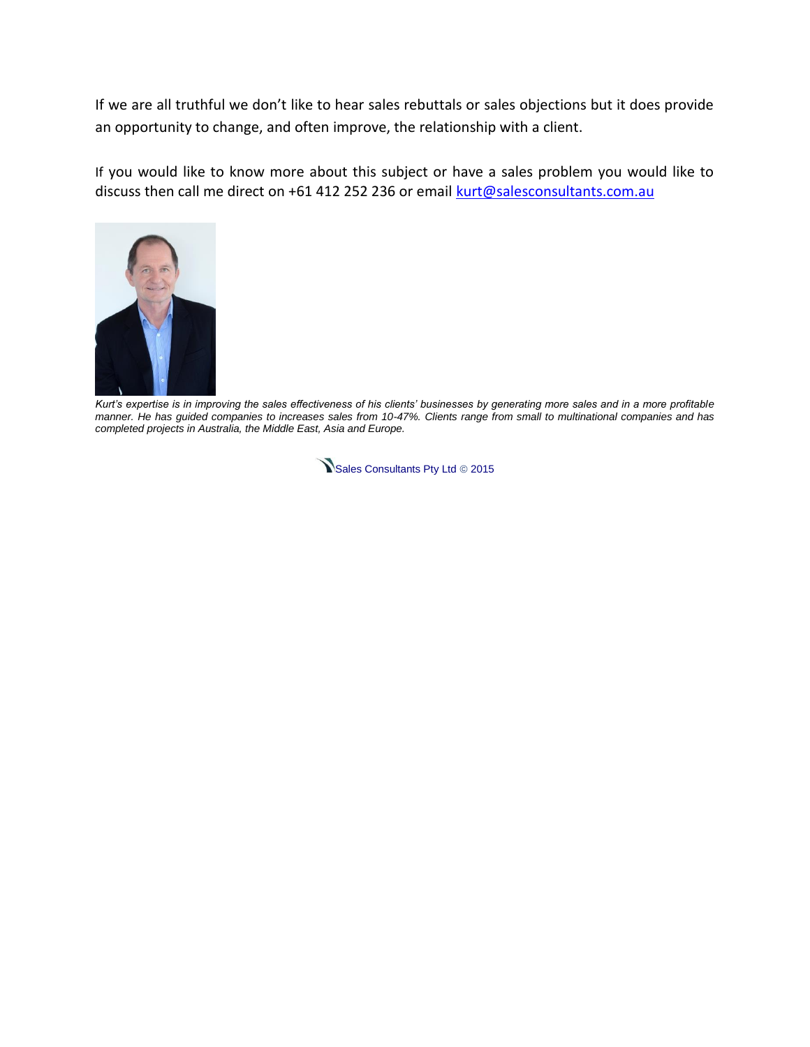If we are all truthful we don't like to hear sales rebuttals or sales objections but it does provide an opportunity to change, and often improve, the relationship with a client.

If you would like to know more about this subject or have a sales problem you would like to discuss then call me direct on +61 412 252 236 or email kurt@salesconsultants.com.au

*Kurt's expertise is in improving the sales effectiveness of his clients' businesses by generating more sales and in a more profitable manner. He has guided companies to increases sales from 10-47%. Clients range from small to multinational companies and has completed projects in Australia, the Middle East, Asia and Europe.*

Sales Consultants Pty Ltd © 2015